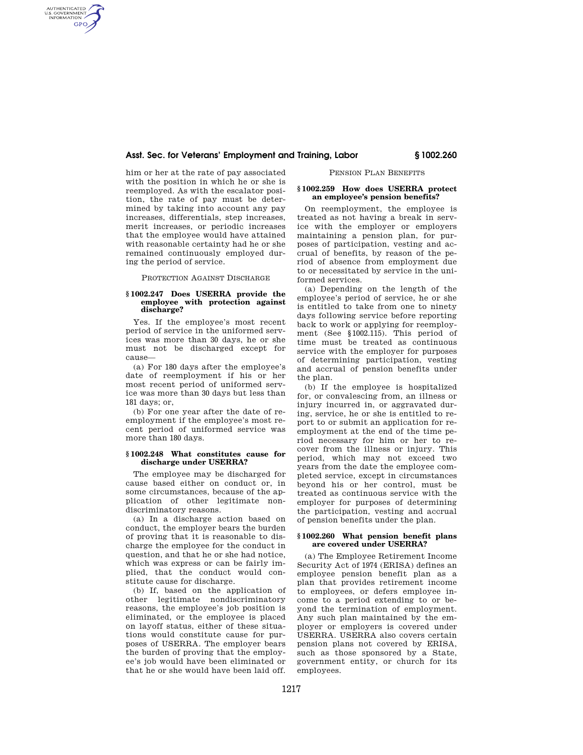him or her at the rate of pay associated with the position in which he or she is reemployed. As with the escalator position, the rate of pay must be determined by taking into account any pay increases, differentials, step increases, merit increases, or periodic increases that the employee would have attained with reasonable certainty had he or she remained continuously employed during the period of service.

PROTECTION AGAINST DISCHARGE

### § 1002.247 Does USERRA provide the employee with protection against discharge?

Yes. If the employee's most recent period of service in the uniformed services was more than 30 days, he or she must not be discharged except for cause—

(a) For 180 days after the employee's date of reemployment if his or her most recent period of uniformed service was more than 30 days but less than 181 days; or,

(b) For one year after the date of reemployment if the employee's most recent period of uniformed service was more than 180 days.

### § 1002.248 What constitutes cause for discharge under USERRA?

The employee may be discharged for cause based either on conduct or, in some circumstances, because of the application of other legitimate nondiscriminatory reasons.

(a) In a discharge action based on conduct, the employer bears the burden of proving that it is reasonable to discharge the employee for the conduct in question, and that he or she had notice, which was express or can be fairly implied, that the conduct would constitute cause for discharge.

(b) If, based on the application of other legitimate nondiscriminatory reasons, the employee's job position is eliminated, or the employee is placed on layoff status, either of these situations would constitute cause for purposes of USERRA. The employer bears the burden of proving that the employee's job would have been eliminated or that he or she would have been laid off.

PENSION PLAN BENEFITS

### § 1002.259 How does USERRA protect an employee's pension benefits?

On reemployment, the employee is treated as not having a break in service with the employer or employers maintaining a pension plan, for purposes of participation, vesting and accrual of benefits, by reason of the period of absence from employment due to or necessitated by service in the uniformed services.

(a) Depending on the length of the employee's period of service, he or she is entitled to take from one to ninety days following service before reporting back to work or applying for reemployment (See § 1002.115). This period of time must be treated as continuous service with the employer for purposes of determining participation, vesting and accrual of pension benefits under the plan.

(b) If the employee is hospitalized for, or convalescing from, an illness or injury incurred in, or aggravated during, service, he or she is entitled to report to or submit an application for reemployment at the end of the time period necessary for him or her to recover from the illness or injury. This period, which may not exceed two years from the date the employee completed service, except in circumstances beyond his or her control, must be treated as continuous service with the employer for purposes of determining the participation, vesting and accrual of pension benefits under the plan.

### § 1002.260 What pension benefit plans are covered under USERRA?

(a) The Employee Retirement Income Security Act of 1974 (ERISA) defines an employee pension benefit plan as a plan that provides retirement income to employees, or defers employee income to a period extending to or beyond the termination of employment. Any such plan maintained by the employer or employers is covered under USERRA. USERRA also covers certain pension plans not covered by ERISA, such as those sponsored by a State, government entity, or church for its employees.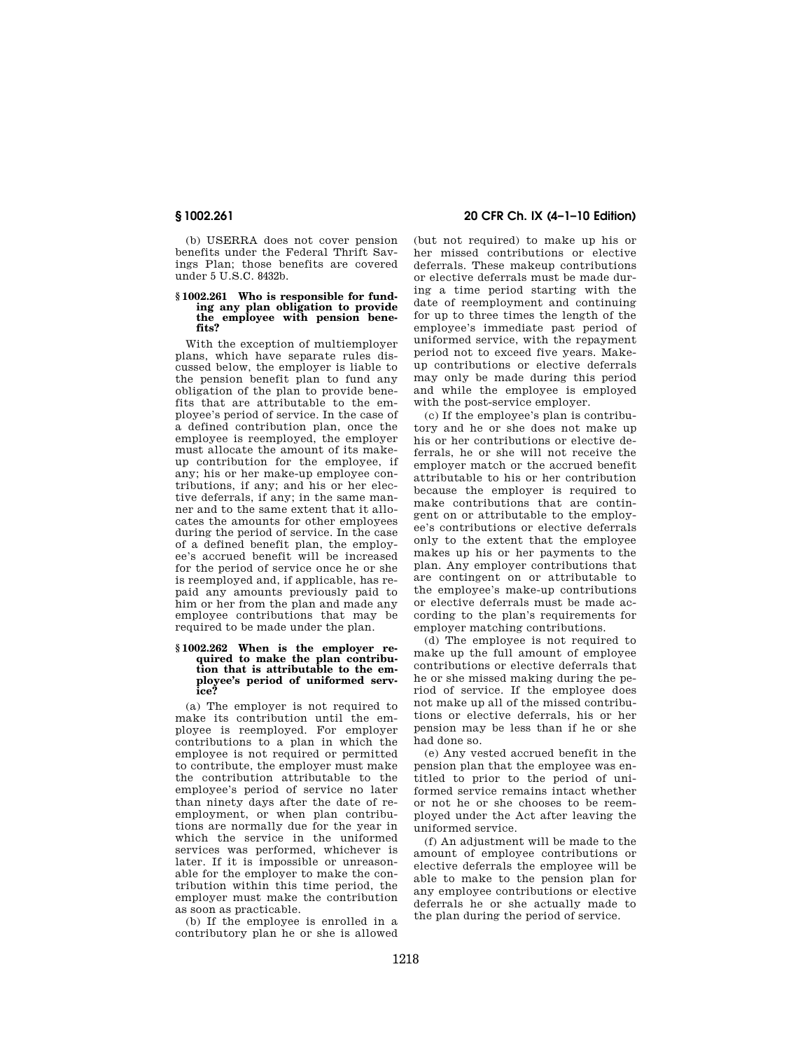(b) USERRA does not cover pension benefits under the Federal Thrift Savings Plan; those benefits are covered under 5 U.S.C. 8432b.

### § 1002.261 Who is responsible for funding any plan obligation to provide the employee with pension benefits?

With the exception of multiemployer plans, which have separate rules discussed below, the employer is liable to the pension benefit plan to fund any obligation of the plan to provide benefits that are attributable to the employee's period of service. In the case of a defined contribution plan, once the employee is reemployed, the employer must allocate the amount of its makeup contribution for the employee, if any; his or her make-up employee contributions, if any; and his or her elective deferrals, if any; in the same manner and to the same extent that it allocates the amounts for other employees during the period of service. In the case of a defined benefit plan, the employee's accrued benefit will be increased for the period of service once he or she is reemployed and, if applicable, has repaid any amounts previously paid to him or her from the plan and made any employee contributions that may be required to be made under the plan.

### § 1002.262 When is the employer required to make the plan contribution that is attributable to the employee's period of uniformed service?

(a) The employer is not required to make its contribution until the employee is reemployed. For employer contributions to a plan in which the employee is not required or permitted to contribute, the employer must make the contribution attributable to the employee's period of service no later than ninety days after the date of reemployment, or when plan contributions are normally due for the year in which the service in the uniformed services was performed, whichever is later. If it is impossible or unreasonable for the employer to make the contribution within this time period, the employer must make the contribution as soon as practicable.

(b) If the employee is enrolled in a contributory plan he or she is allowed (but not required) to make up his or her missed contributions or elective deferrals. These makeup contributions or elective deferrals must be made during a time period starting with the date of reemployment and continuing for up to three times the length of the employee's immediate past period of uniformed service, with the repayment period not to exceed five years. Makeup contributions or elective deferrals may only be made during this period and while the employee is employed with the post-service employer.

(c) If the employee's plan is contributory and he or she does not make up his or her contributions or elective deferrals, he or she will not receive the employer match or the accrued benefit attributable to his or her contribution because the employer is required to make contributions that are contingent on or attributable to the employee's contributions or elective deferrals only to the extent that the employee makes up his or her payments to the plan. Any employer contributions that are contingent on or attributable to the employee's make-up contributions or elective deferrals must be made according to the plan's requirements for employer matching contributions.

(d) The employee is not required to make up the full amount of employee contributions or elective deferrals that he or she missed making during the period of service. If the employee does not make up all of the missed contributions or elective deferrals, his or her pension may be less than if he or she had done so.

(e) Any vested accrued benefit in the pension plan that the employee was entitled to prior to the period of uniformed service remains intact whether or not he or she chooses to be reemployed under the Act after leaving the uniformed service.

(f) An adjustment will be made to the amount of employee contributions or elective deferrals the employee will be able to make to the pension plan for any employee contributions or elective deferrals he or she actually made to the plan during the period of service.